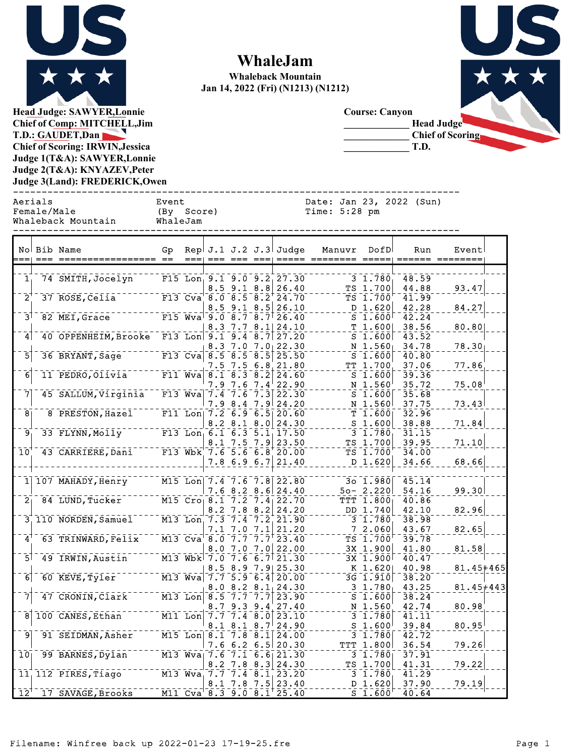# WhaleJam

**Whaleback Mountain**
**Jan 14, 2022 (Fri) (N1213) (N1212)**

**Head Judge: SAWYER,Lonnie**
**Chief of Comp: MITCHELL,Jim**
**T.D.: GAUDET,Dan**
**Chief of Scoring: IRWIN,Jessica**
**Judge 1(T&A): SAWYER,Lonnie**
**Judge 2(T&A): KNYAZEV,Peter**
**Judge 3(Land): FREDERICK,Owen**

**Course: Canyon**
_____________ **Head Judge**
_____________ **Chief of Scoring**
_____________ **T.D.**

```
Aerials                        Event                   Date: Jan 23, 2022 (Sun)
Female/Male                    (By  Score)             Time: 5:28 pm
Whaleback Mountain             WhaleJam
```

| No | Bib | Name | Gp | Rep | J.1 | J.2 | J.3 | Judge | Manuvr | DofD | Run | Event | |
|---|---|---|---|---|---|---|---|---|---|---|---|---|---|
| 1 | 74 | SMITH,Jocelyn | F15 | Lon | 9.1 | 9.0 | 9.2 | 27.30 | 3 | 1.780 | 48.59 | | |
| | | | | | 8.5 | 9.1 | 8.8 | 26.40 | TS | 1.700 | 44.88 | 93.47 | |
| 2 | 37 | ROSE,Celia | F13 | Cva | 8.0 | 8.5 | 8.2 | 24.70 | TS | 1.700 | 41.99 | | |
| | | | | | 8.5 | 9.1 | 8.5 | 26.10 | D | 1.620 | 42.28 | 84.27 | |
| 3 | 82 | MEI,Grace | F15 | Wva | 9.0 | 8.7 | 8.7 | 26.40 | S | 1.600 | 42.24 | | |
| | | | | | 8.3 | 7.7 | 8.1 | 24.10 | T | 1.600 | 38.56 | 80.80 | |
| 4 | 40 | OPPENHEIM,Brooke | F13 | Lon | 9.1 | 9.4 | 8.7 | 27.20 | S | 1.600 | 43.52 | | |
| | | | | | 8.3 | 7.0 | 7.0 | 22.30 | N | 1.560 | 34.78 | 78.30 | |
| 5 | 36 | BRYANT,Sage | F13 | Cva | 8.5 | 8.5 | 8.5 | 25.50 | S | 1.600 | 40.80 | | |
| | | | | | 7.5 | 7.5 | 6.8 | 21.80 | TT | 1.700 | 37.06 | 77.86 | |
| 6 | 11 | PEDRO,Olivia | F11 | Wva | 8.1 | 8.3 | 8.2 | 24.60 | S | 1.600 | 39.36 | | |
| | | | | | 7.9 | 7.6 | 7.4 | 22.90 | N | 1.560 | 35.72 | 75.08 | |
| 7 | 45 | SALLUM,Virginia | F13 | Wva | 7.4 | 7.6 | 7.3 | 22.30 | S | 1.600 | 35.68 | | |
| | | | | | 7.9 | 8.4 | 7.9 | 24.20 | N | 1.560 | 37.75 | 73.43 | |
| 8 | 8 | PRESTON,Hazel | F11 | Lon | 7.2 | 6.9 | 6.5 | 20.60 | T | 1.600 | 32.96 | | |
| | | | | | 8.2 | 8.1 | 8.0 | 24.30 | S | 1.600 | 38.88 | 71.84 | |
| 9 | 33 | FLYNN,Molly | F13 | Lon | 6.1 | 6.3 | 5.1 | 17.50 | 3 | 1.780 | 31.15 | | |
| | | | | | 8.1 | 7.5 | 7.9 | 23.50 | TS | 1.700 | 39.95 | 71.10 | |
| 10 | 43 | CARRIERE,Dani | F13 | Wbk | 7.6 | 5.6 | 6.8 | 20.00 | TS | 1.700 | 34.00 | | |
| | | | | | 7.8 | 6.9 | 6.7 | 21.40 | D | 1.620 | 34.66 | 68.66 | |
| 1 | 107 | MAHADY,Henry | M15 | Lon | 7.4 | 7.6 | 7.8 | 22.80 | 3o | 1.980 | 45.14 | | |
| | | | | | 7.6 | 8.2 | 8.6 | 24.40 | 5o- | 2.220 | 54.16 | 99.30 | |
| 2 | 84 | LUND,Tucker | M15 | Cro | 8.1 | 7.2 | 7.4 | 22.70 | TTT | 1.800 | 40.86 | | |
| | | | | | 8.2 | 7.8 | 8.2 | 24.20 | DD | 1.740 | 42.10 | 82.96 | |
| 3 | 110 | NORDEN,Samuel | M13 | Lon | 7.3 | 7.4 | 7.2 | 21.90 | 3 | 1.780 | 38.98 | | |
| | | | | | 7.1 | 7.0 | 7.1 | 21.20 | 7 | 2.060 | 43.67 | 82.65 | |
| 4 | 63 | TRINWARD,Felix | M13 | Cva | 8.0 | 7.7 | 7.7 | 23.40 | TS | 1.700 | 39.78 | | |
| | | | | | 8.0 | 7.0 | 7.0 | 22.00 | 3X | 1.900 | 41.80 | 81.58 | |
| 5 | 49 | IRWIN,Austin | M13 | Wbk | 7.0 | 7.6 | 6.7 | 21.30 | 3X | 1.900 | 40.47 | | |
| | | | | | 8.5 | 8.9 | 7.9 | 25.30 | K | 1.620 | 40.98 | 81.45 | +465 |
| 6 | 60 | KEVE,Tyler | M13 | Wva | 7.7 | 5.9 | 6.4 | 20.00 | 3G | 1.910 | 38.20 | | |
| | | | | | 8.0 | 8.2 | 8.1 | 24.30 | 3 | 1.780 | 43.25 | 81.45 | +443 |
| 7 | 47 | CRONIN,Clark | M13 | Lon | 8.5 | 7.7 | 7.7 | 23.90 | S | 1.600 | 38.24 | | |
| | | | | | 8.7 | 9.3 | 9.4 | 27.40 | N | 1.560 | 42.74 | 80.98 | |
| 8 | 100 | CANES,Ethan | M11 | Lon | 7.7 | 7.4 | 8.0 | 23.10 | 3 | 1.780 | 41.11 | | |
| | | | | | 8.1 | 8.1 | 8.7 | 24.90 | S | 1.600 | 39.84 | 80.95 | |
| 9 | 91 | SEIDMAN,Asher | M15 | Lon | 8.1 | 7.8 | 8.1 | 24.00 | 3 | 1.780 | 42.72 | | |
| | | | | | 7.6 | 6.2 | 6.5 | 20.30 | TTT | 1.800 | 36.54 | 79.26 | |
| 10 | 99 | BARNES,Dylan | M13 | Wva | 7.6 | 7.1 | 6.6 | 21.30 | 3 | 1.780 | 37.91 | | |
| | | | | | 8.2 | 7.8 | 8.3 | 24.30 | TS | 1.700 | 41.31 | 79.22 | |
| 11 | 112 | PIRES,Tiago | M13 | Wva | 7.7 | 7.4 | 8.1 | 23.20 | 3 | 1.780 | 41.29 | | |
| | | | | | 8.1 | 7.8 | 7.5 | 23.40 | D | 1.620 | 37.90 | 79.19 | |
| 12 | 17 | SAVAGE,Brooks | M11 | Cva | 8.3 | 9.0 | 8.1 | 25.40 | S | 1.600 | 40.64 | | |

Filename: Winfree back up 2022-01-23 17-19-25.fre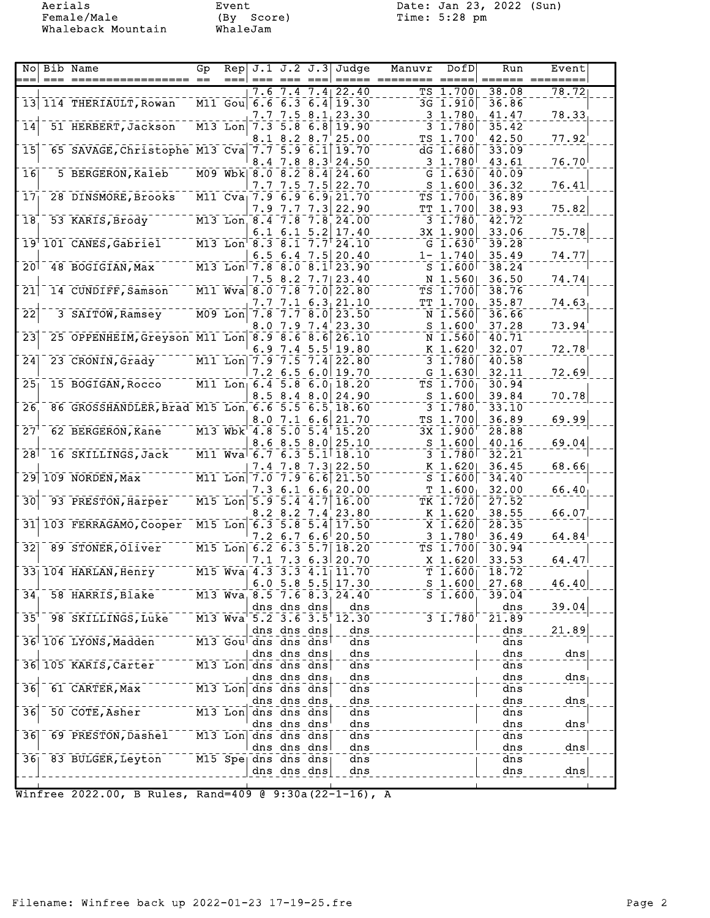Aerials
Female/Male
Whaleback Mountain

Event
(By Score)
WhaleJam

Date: Jan 23, 2022 (Sun)
Time: 5:28 pm

| No | Bib | Name | Gp | Rep | J.1 | J.2 | J.3 | Judge | Manuvr | DofD | Run | Event |
|---|---|---|---|---|---|---|---|---|---|---|---|---|
| | | | | | 7.6 | 7.4 | 7.4 | 22.40 | TS | 1.700 | 38.08 | 78.72 |
| 13 | 114 | THERIAULT, Rowan | M11 | Gou | 6.6 | 6.3 | 6.4 | 19.30 | 3G | 1.910 | 36.86 | |
| | | | | | 7.7 | 7.5 | 8.1 | 23.30 | 3 | 1.780 | 41.47 | 78.33 |
| 14 | 51 | HERBERT, Jackson | M13 | Lon | 7.3 | 5.8 | 6.8 | 19.90 | 3 | 1.780 | 35.42 | |
| | | | | | 8.1 | 8.2 | 8.7 | 25.00 | TS | 1.700 | 42.50 | 77.92 |
| 15 | 65 | SAVAGE, Christophe | M13 | Cva | 7.7 | 5.9 | 6.1 | 19.70 | dG | 1.680 | 33.09 | |
| | | | | | 8.4 | 7.8 | 8.3 | 24.50 | 3 | 1.780 | 43.61 | 76.70 |
| 16 | 5 | BERGERON, Kaleb | M09 | Wbk | 8.0 | 8.2 | 8.4 | 24.60 | G | 1.630 | 40.09 | |
| | | | | | 7.7 | 7.5 | 7.5 | 22.70 | S | 1.600 | 36.32 | 76.41 |
| 17 | 28 | DINSMORE, Brooks | M11 | Cva | 7.9 | 6.9 | 6.9 | 21.70 | TS | 1.700 | 36.89 | |
| | | | | | 7.9 | 7.7 | 7.3 | 22.90 | TT | 1.700 | 38.93 | 75.82 |
| 18 | 53 | KARIS, Brody | M13 | Lon | 8.4 | 7.8 | 7.8 | 24.00 | 3 | 1.780 | 42.72 | |
| | | | | | 6.1 | 6.1 | 5.2 | 17.40 | 3X | 1.900 | 33.06 | 75.78 |
| 19 | 101 | CANES, Gabriel | M13 | Lon | 8.3 | 8.1 | 7.7 | 24.10 | G | 1.630 | 39.28 | |
| | | | | | 6.5 | 6.4 | 7.5 | 20.40 | 1- | 1.740 | 35.49 | 74.77 |
| 20 | 48 | BOGIGIAN, Max | M13 | Lon | 7.8 | 8.0 | 8.1 | 23.90 | S | 1.600 | 38.24 | |
| | | | | | 7.5 | 8.2 | 7.7 | 23.40 | N | 1.560 | 36.50 | 74.74 |
| 21 | 14 | CUNDIFF, Samson | M11 | Wva | 8.0 | 7.8 | 7.0 | 22.80 | TS | 1.700 | 38.76 | |
| | | | | | 7.7 | 7.1 | 6.3 | 21.10 | TT | 1.700 | 35.87 | 74.63 |
| 22 | 3 | SAITOW, Ramsey | M09 | Lon | 7.8 | 7.7 | 8.0 | 23.50 | N | 1.560 | 36.66 | |
| | | | | | 8.0 | 7.9 | 7.4 | 23.30 | S | 1.600 | 37.28 | 73.94 |
| 23 | 25 | OPPENHEIM, Greyson | M11 | Lon | 8.9 | 8.6 | 8.6 | 26.10 | N | 1.560 | 40.71 | |
| | | | | | 6.9 | 7.4 | 5.5 | 19.80 | K | 1.620 | 32.07 | 72.78 |
| 24 | 23 | CRONIN, Grady | M11 | Lon | 7.9 | 7.5 | 7.4 | 22.80 | 3 | 1.780 | 40.58 | |
| | | | | | 7.2 | 6.5 | 6.0 | 19.70 | G | 1.630 | 32.11 | 72.69 |
| 25 | 15 | BOGIGAN, Rocco | M11 | Lon | 6.4 | 5.8 | 6.0 | 18.20 | TS | 1.700 | 30.94 | |
| | | | | | 8.5 | 8.4 | 8.0 | 24.90 | S | 1.600 | 39.84 | 70.78 |
| 26 | 86 | GROSSHANDLER, Brad | M15 | Lon | 6.6 | 5.5 | 6.5 | 18.60 | 3 | 1.780 | 33.10 | |
| | | | | | 8.0 | 7.1 | 6.6 | 21.70 | TS | 1.700 | 36.89 | 69.99 |
| 27 | 62 | BERGERON, Kane | M13 | Wbk | 4.8 | 5.0 | 5.4 | 15.20 | 3X | 1.900 | 28.88 | |
| | | | | | 8.6 | 8.5 | 8.0 | 25.10 | S | 1.600 | 40.16 | 69.04 |
| 28 | 16 | SKILLINGS, Jack | M11 | Wva | 6.7 | 6.3 | 5.1 | 18.10 | 3 | 1.780 | 32.21 | |
| | | | | | 7.4 | 7.8 | 7.3 | 22.50 | K | 1.620 | 36.45 | 68.66 |
| 29 | 109 | NORDEN, Max | M11 | Lon | 7.0 | 7.9 | 6.6 | 21.50 | S | 1.600 | 34.40 | |
| | | | | | 7.3 | 6.1 | 6.6 | 20.00 | T | 1.600 | 32.00 | 66.40 |
| 30 | 93 | PRESTON, Harper | M15 | Lon | 5.9 | 5.4 | 4.7 | 16.00 | TK | 1.720 | 27.52 | |
| | | | | | 8.2 | 8.2 | 7.4 | 23.80 | K | 1.620 | 38.55 | 66.07 |
| 31 | 103 | FERRAGAMO, Cooper | M15 | Lon | 6.3 | 5.8 | 5.4 | 17.50 | X | 1.620 | 28.35 | |
| | | | | | 7.2 | 6.7 | 6.6 | 20.50 | 3 | 1.780 | 36.49 | 64.84 |
| 32 | 89 | STONER, Oliver | M15 | Lon | 6.2 | 6.3 | 5.7 | 18.20 | TS | 1.700 | 30.94 | |
| | | | | | 7.1 | 7.3 | 6.3 | 20.70 | X | 1.620 | 33.53 | 64.47 |
| 33 | 104 | HARLAN, Henry | M15 | Wva | 4.3 | 3.3 | 4.1 | 11.70 | T | 1.600 | 18.72 | |
| | | | | | 6.0 | 5.8 | 5.5 | 17.30 | S | 1.600 | 27.68 | 46.40 |
| 34 | 58 | HARRIS, Blake | M13 | Wva | 8.5 | 7.6 | 8.3 | 24.40 | S | 1.600 | 39.04 | |
| | | | | | dns | dns | dns | dns | | | dns | 39.04 |
| 35 | 98 | SKILLINGS, Luke | M13 | Wva | 5.2 | 3.6 | 3.5 | 12.30 | 3 | 1.780 | 21.89 | |
| | | | | | dns | dns | dns | dns | | | dns | 21.89 |
| 36 | 106 | LYONS, Madden | M13 | Gou | dns | dns | dns | dns | | | dns | |
| | | | | | dns | dns | dns | dns | | | dns | dns |
| 36 | 105 | KARIS, Carter | M13 | Lon | dns | dns | dns | dns | | | dns | |
| | | | | | dns | dns | dns | dns | | | dns | dns |
| 36 | 61 | CARTER, Max | M13 | Lon | dns | dns | dns | dns | | | dns | |
| | | | | | dns | dns | dns | dns | | | dns | dns |
| 36 | 50 | COTE, Asher | M13 | Lon | dns | dns | dns | dns | | | dns | |
| | | | | | dns | dns | dns | dns | | | dns | dns |
| 36 | 69 | PRESTON, Dashel | M13 | Lon | dns | dns | dns | dns | | | dns | |
| | | | | | dns | dns | dns | dns | | | dns | dns |
| 36 | 83 | BULGER, Leyton | M15 | Spe | dns | dns | dns | dns | | | dns | |
| | | | | | dns | dns | dns | dns | | | dns | dns |

Winfree 2022.00, B Rules, Rand=409 @ 9:30a(22-1-16), A

Filename: Winfree back up 2022-01-23 17-19-25.fre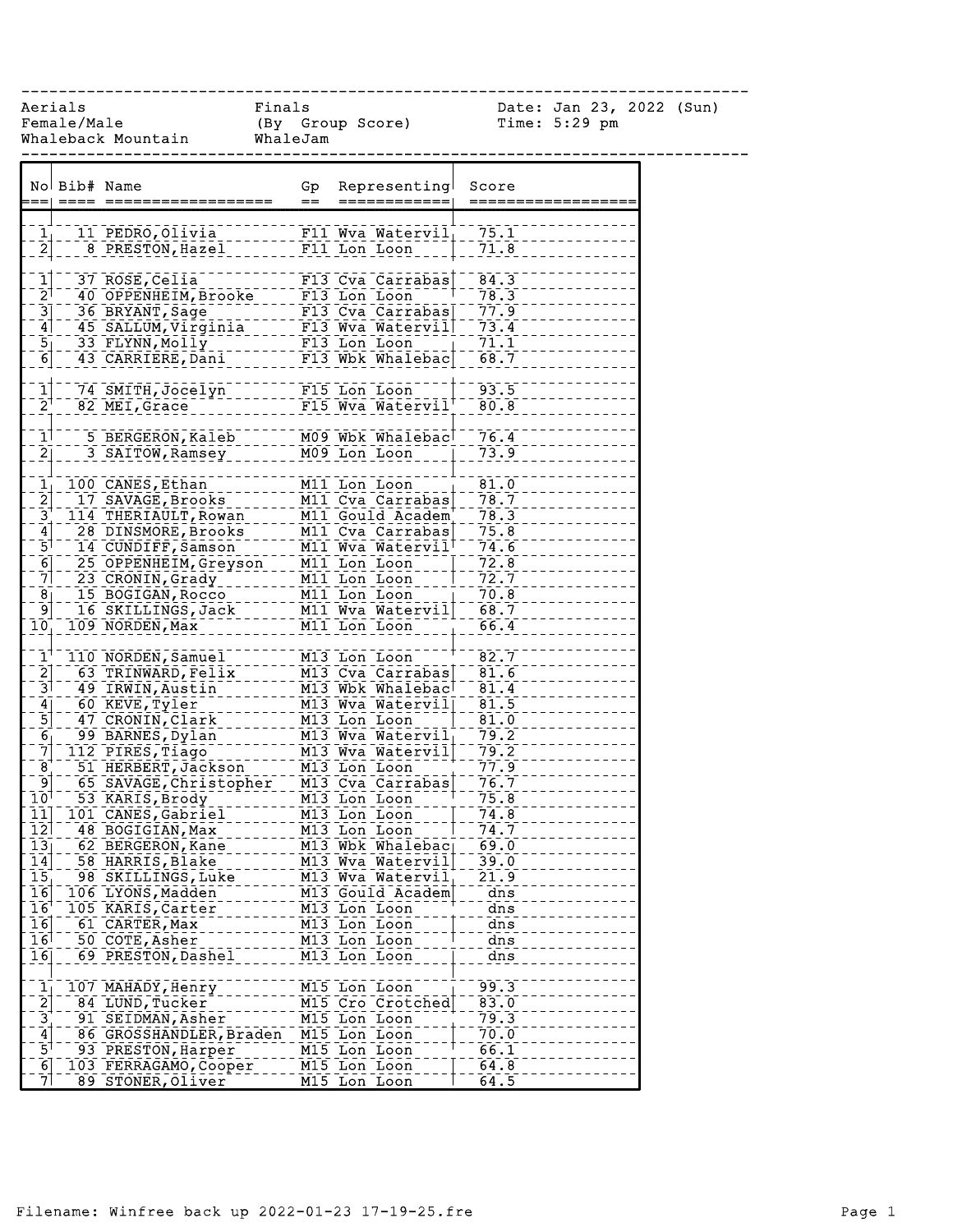Aerials | Finals | Date: Jan 23, 2022 (Sun)
Female/Male | (By Group Score) | Time: 5:29 pm
Whaleback Mountain | WhaleJam

| No | Bib# | Name | Gp | Representing | Score |
|---|---|---|---|---|---|
| 1 | 11 | PEDRO,Olivia | F11 | Wva Watervil | 75.1 |
| 2 | 8 | PRESTON,Hazel | F11 | Lon Loon | 71.8 |
| | | | | | |
| 1 | 37 | ROSE,Celia | F13 | Cva Carrabas | 84.3 |
| 2 | 40 | OPPENHEIM,Brooke | F13 | Lon Loon | 78.3 |
| 3 | 36 | BRYANT,Sage | F13 | Cva Carrabas | 77.9 |
| 4 | 45 | SALLUM,Virginia | F13 | Wva Watervil | 73.4 |
| 5 | 33 | FLYNN,Molly | F13 | Lon Loon | 71.1 |
| 6 | 43 | CARRIERE,Dani | F13 | Wbk Whalebac | 68.7 |
| | | | | | |
| 1 | 74 | SMITH,Jocelyn | F15 | Lon Loon | 93.5 |
| 2 | 82 | MEI,Grace | F15 | Wva Watervil | 80.8 |
| | | | | | |
| 1 | 5 | BERGERON,Kaleb | M09 | Wbk Whalebac | 76.4 |
| 2 | 3 | SAITOW,Ramsey | M09 | Lon Loon | 73.9 |
| | | | | | |
| 1 | 100 | CANES,Ethan | M11 | Lon Loon | 81.0 |
| 2 | 17 | SAVAGE,Brooks | M11 | Cva Carrabas | 78.7 |
| 3 | 114 | THERIAULT,Rowan | M11 | Gould Academ | 78.3 |
| 4 | 28 | DINSMORE,Brooks | M11 | Cva Carrabas | 75.8 |
| 5 | 14 | CUNDIFF,Samson | M11 | Wva Watervil | 74.6 |
| 6 | 25 | OPPENHEIM,Greyson | M11 | Lon Loon | 72.8 |
| 7 | 23 | CRONIN,Grady | M11 | Lon Loon | 72.7 |
| 8 | 15 | BOGIGAN,Rocco | M11 | Lon Loon | 70.8 |
| 9 | 16 | SKILLINGS,Jack | M11 | Wva Watervil | 68.7 |
| 10 | 109 | NORDEN,Max | M11 | Lon Loon | 66.4 |
| | | | | | |
| 1 | 110 | NORDEN,Samuel | M13 | Lon Loon | 82.7 |
| 2 | 63 | TRINWARD,Felix | M13 | Cva Carrabas | 81.6 |
| 3 | 49 | IRWIN,Austin | M13 | Wbk Whalebac | 81.4 |
| 4 | 60 | KEVE,Tyler | M13 | Wva Watervil | 81.5 |
| 5 | 47 | CRONIN,Clark | M13 | Lon Loon | 81.0 |
| 6 | 99 | BARNES,Dylan | M13 | Wva Watervil | 79.2 |
| 7 | 112 | PIRES,Tiago | M13 | Wva Watervil | 79.2 |
| 8 | 51 | HERBERT,Jackson | M13 | Lon Loon | 77.9 |
| 9 | 65 | SAVAGE,Christopher | M13 | Cva Carrabas | 76.7 |
| 10 | 53 | KARIS,Brody | M13 | Lon Loon | 75.8 |
| 11 | 101 | CANES,Gabriel | M13 | Lon Loon | 74.8 |
| 12 | 48 | BOGIGIAN,Max | M13 | Lon Loon | 74.7 |
| 13 | 62 | BERGERON,Kane | M13 | Wbk Whalebac | 69.0 |
| 14 | 58 | HARRIS,Blake | M13 | Wva Watervil | 39.0 |
| 15 | 98 | SKILLINGS,Luke | M13 | Wva Watervil | 21.9 |
| 16 | 106 | LYONS,Madden | M13 | Gould Academ | dns |
| 16 | 105 | KARIS,Carter | M13 | Lon Loon | dns |
| 16 | 61 | CARTER,Max | M13 | Lon Loon | dns |
| 16 | 50 | COTE,Asher | M13 | Lon Loon | dns |
| 16 | 69 | PRESTON,Dashel | M13 | Lon Loon | dns |
| | | | | | |
| 1 | 107 | MAHADY,Henry | M15 | Lon Loon | 99.3 |
| 2 | 84 | LUND,Tucker | M15 | Cro Crotched | 83.0 |
| 3 | 91 | SEIDMAN,Asher | M15 | Lon Loon | 79.3 |
| 4 | 86 | GROSSHANDLER,Braden | M15 | Lon Loon | 70.0 |
| 5 | 93 | PRESTON,Harper | M15 | Lon Loon | 66.1 |
| 6 | 103 | FERRAGAMO,Cooper | M15 | Lon Loon | 64.8 |
| 7 | 89 | STONER,Oliver | M15 | Lon Loon | 64.5 |

Filename: Winfree back up 2022-01-23 17-19-25.fre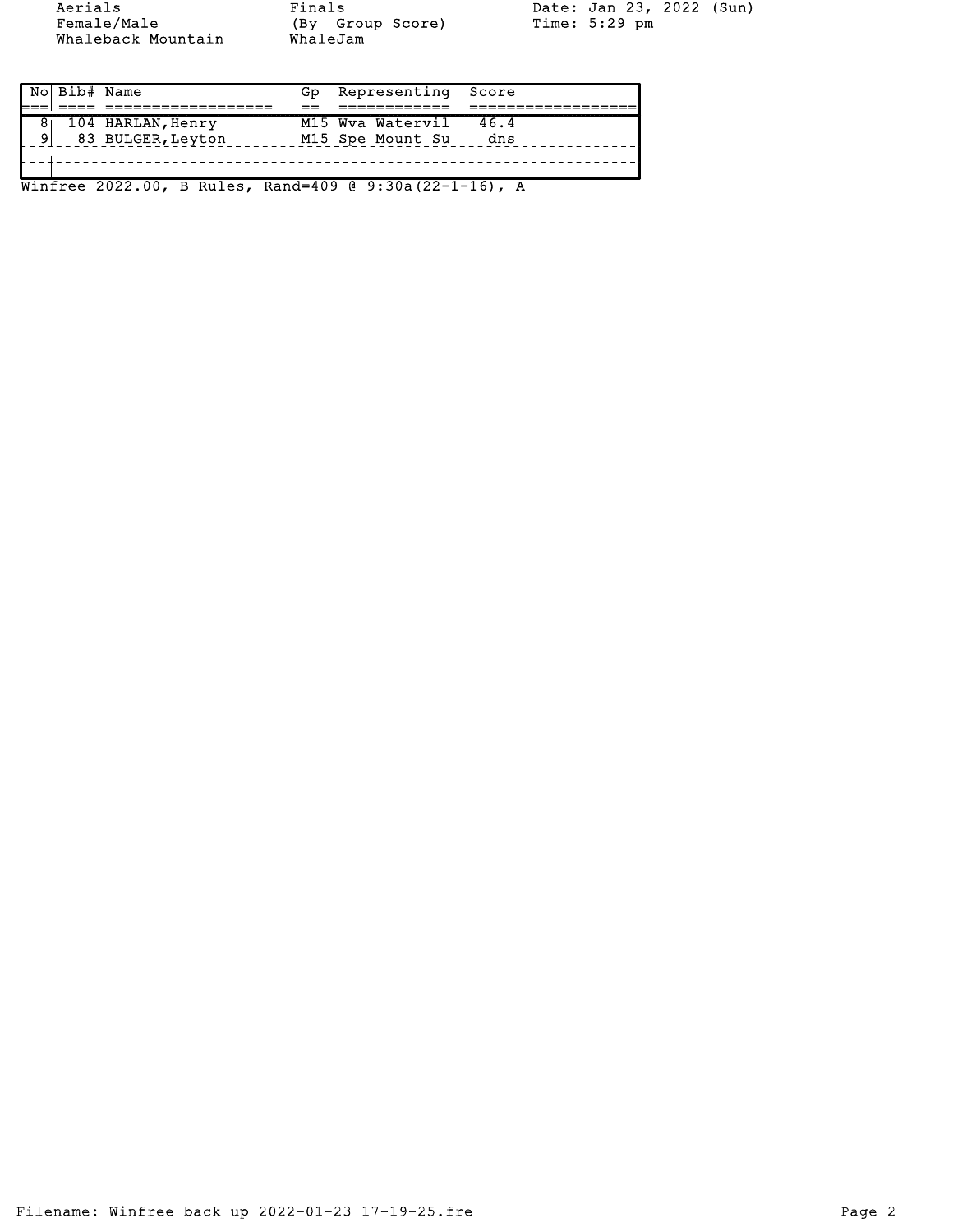Aerials
Female/Male
Whaleback Mountain

Finals
(By Group Score)
WhaleJam

Date: Jan 23, 2022 (Sun)
Time: 5:29 pm

| No | Bib# | Name | Gp | Representing | Score |
|---|---|---|---|---|---|
| 8 | 104 | HARLAN,Henry | M15 | Wva Watervil | 46.4 |
| 9 | 83 | BULGER,Leyton | M15 | Spe Mount Su | dns |
| | | | | | |

Winfree 2022.00, B Rules, Rand=409 @ 9:30a(22-1-16), A

Filename: Winfree back up 2022-01-23 17-19-25.fre